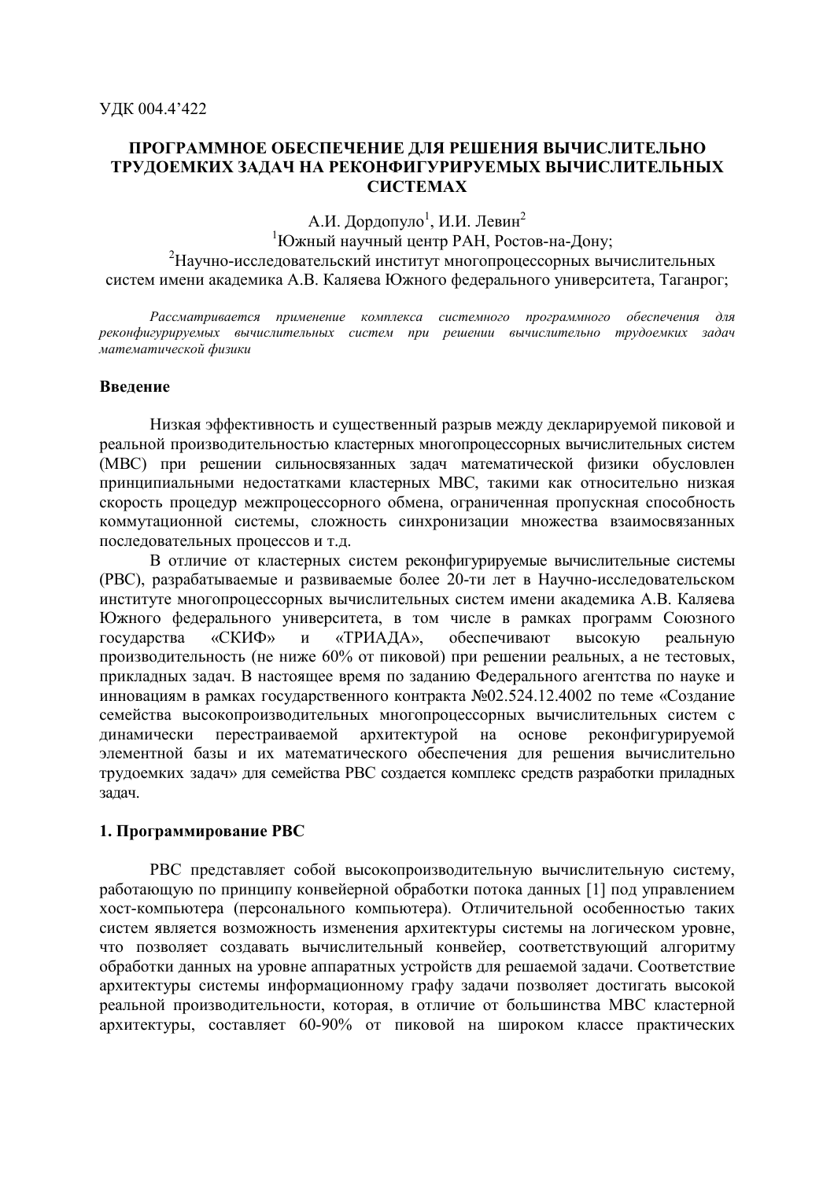УДК 004.4’422

# ПРОГРАММНОЕ ОБЕСПЕЧЕНИЕ ДЛЯ РЕШЕНИЯ ВЫЧИСЛИТЕЛЬНО ТРУДОЕМКИХ ЗАДАЧ НА РЕКОНФИГУРИРУЕМЫХ ВЫЧИСЛИТЕЛЬНЫХ СИСТЕМАХ

А.И. Дордопуло[1], И.И. Левин[2]

[1]Южный научный центр РАН, Ростов-на-Дону;

[2]Научно-исследовательский институт многопроцессорных вычислительных систем имени академика А.В. Каляева Южного федерального университета, Таганрог;

*Рассматривается применение комплекса системного программного обеспечения для реконфигурируемых вычислительных систем при решении вычислительно трудоемких задач математической физики*

## Введение

Низкая эффективность и существенный разрыв между декларируемой пиковой и реальной производительностью кластерных многопроцессорных вычислительных систем (МВС) при решении сильносвязанных задач математической физики обусловлен принципиальными недостатками кластерных МВС, такими как относительно низкая скорость процедур межпроцессорного обмена, ограниченная пропускная способность коммутационной системы, сложность синхронизации множества взаимосвязанных последовательных процессов и т.д.

В отличие от кластерных систем реконфигурируемые вычислительные системы (РВС), разрабатываемые и развиваемые более 20-ти лет в Научно-исследовательском институте многопроцессорных вычислительных систем имени академика А.В. Каляева Южного федерального университета, в том числе в рамках программ Союзного государства «СКИФ» и «ТРИАДА», обеспечивают высокую реальную производительность (не ниже 60% от пиковой) при решении реальных, а не тестовых, прикладных задач. В настоящее время по заданию Федерального агентства по науке и инновациям в рамках государственного контракта №02.524.12.4002 по теме «Создание семейства высокопроизводительных многопроцессорных вычислительных систем с динамически перестраиваемой архитектурой на основе реконфигурируемой элементной базы и их математического обеспечения для решения вычислительно трудоемких задач» для семейства РВС создается комплекс средств разработки приладных задач.

## 1. Программирование РВС

РВС представляет собой высокопроизводительную вычислительную систему, работающую по принципу конвейерной обработки потока данных [1] под управлением хост-компьютера (персонального компьютера). Отличительной особенностью таких систем является возможность изменения архитектуры системы на логическом уровне, что позволяет создавать вычислительный конвейер, соответствующий алгоритму обработки данных на уровне аппаратных устройств для решаемой задачи. Соответствие архитектуры системы информационному графу задачи позволяет достигать высокой реальной производительности, которая, в отличие от большинства МВС кластерной архитектуры, составляет 60-90% от пиковой на широком классе практических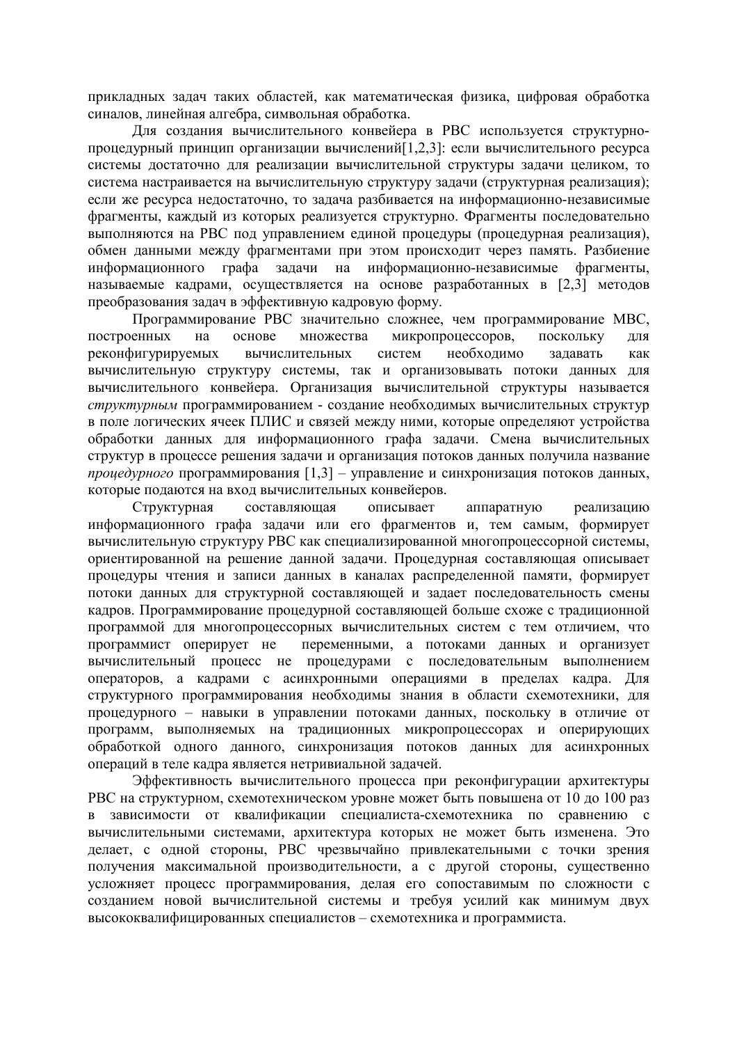прикладных задач таких областей, как математическая физика, цифровая обработка синалов, линейная алгебра, символьная обработка.

Для создания вычислительного конвейера в РВС используется структурно-процедурный принцип организации вычислений[1,2,3]: если вычислительного ресурса системы достаточно для реализации вычислительной структуры задачи целиком, то система настраивается на вычислительную структуру задачи (структурная реализация); если же ресурса недостаточно, то задача разбивается на информационно-независимые фрагменты, каждый из которых реализуется структурно. Фрагменты последовательно выполняются на РВС под управлением единой процедуры (процедурная реализация), обмен данными между фрагментами при этом происходит через память. Разбиение информационного графа задачи на информационно-независимые фрагменты, называемые кадрами, осуществляется на основе разработанных в [2,3] методов преобразования задач в эффективную кадровую форму.

Программирование РВС значительно сложнее, чем программирование МВС, построенных на основе множества микропроцессоров, поскольку для реконфигурируемых вычислительных систем необходимо задавать как вычислительную структуру системы, так и организовывать потоки данных для вычислительного конвейера. Организация вычислительной структуры называется *структурным* программированием - создание необходимых вычислительных структур в поле логических ячеек ПЛИС и связей между ними, которые определяют устройства обработки данных для информационного графа задачи. Смена вычислительных структур в процессе решения задачи и организация потоков данных получила название *процедурного* программирования [1,3] – управление и синхронизация потоков данных, которые подаются на вход вычислительных конвейеров.

Структурная составляющая описывает аппаратную реализацию информационного графа задачи или его фрагментов и, тем самым, формирует вычислительную структуру РВС как специализированной многопроцессорной системы, ориентированной на решение данной задачи. Процедурная составляющая описывает процедуры чтения и записи данных в каналах распределенной памяти, формирует потоки данных для структурной составляющей и задает последовательность смены кадров. Программирование процедурной составляющей больше схоже с традиционной программой для многопроцессорных вычислительных систем с тем отличием, что программист оперирует не переменными, а потоками данных и организует вычислительный процесс не процедурами с последовательным выполнением операторов, а кадрами с асинхронными операциями в пределах кадра. Для структурного программирования необходимы знания в области схемотехники, для процедурного – навыки в управлении потоками данных, поскольку в отличие от программ, выполняемых на традиционных микропроцессорах и оперирующих обработкой одного данного, синхронизация потоков данных для асинхронных операций в теле кадра является нетривиальной задачей.

Эффективность вычислительного процесса при реконфигурации архитектуры РВС на структурном, схемотехническом уровне может быть повышена от 10 до 100 раз в зависимости от квалификации специалиста-схемотехника по сравнению с вычислительными системами, архитектура которых не может быть изменена. Это делает, с одной стороны, РВС чрезвычайно привлекательными с точки зрения получения максимальной производительности, а с другой стороны, существенно усложняет процесс программирования, делая его сопоставимым по сложности с созданием новой вычислительной системы и требуя усилий как минимум двух высококвалифицированных специалистов – схемотехника и программиста.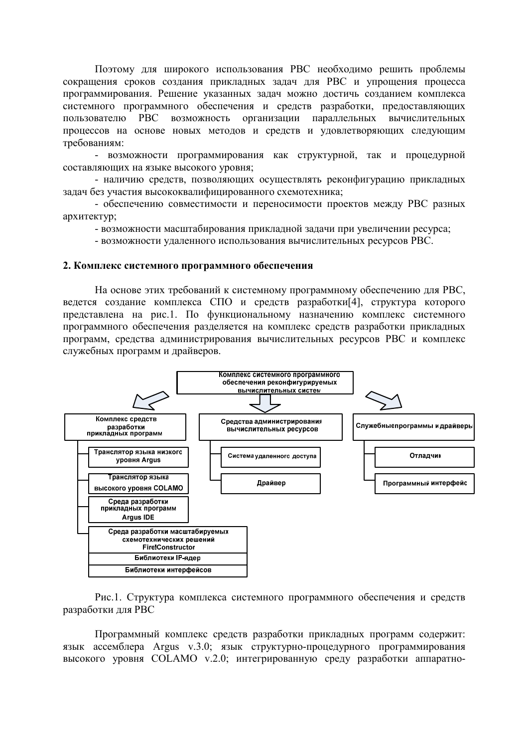Поэтому для широкого использования РВС необходимо решить проблемы сокращения сроков создания прикладных задач для РВС и упрощения процесса программирования. Решение указанных задач можно достичь созданием комплекса системного программного обеспечения и средств разработки, предоставляющих пользователю РВС возможность организации параллельных вычислительных процессов на основе новых методов и средств и удовлетворяющих следующим требованиям:

- возможности программирования как структурной, так и процедурной составляющих на языке высокого уровня;
- наличию средств, позволяющих осуществлять реконфигурацию прикладных задач без участия высококвалифицированного схемотехника;
- обеспечению совместимости и переносимости проектов между РВС разных архитектур;
- возможности масштабирования прикладной задачи при увеличении ресурса;
- возможности удаленного использования вычислительных ресурсов РВС.

## 2. Комплекс системного программного обеспечения

На основе этих требований к системному программному обеспечению для РВС, ведется создание комплекса СПО и средств разработки[4], структура которого представлена на рис.1. По функциональному назначению комплекс системного программного обеспечения разделяется на комплекс средств разработки прикладных программ, средства администрирования вычислительных ресурсов РВС и комплекс служебных программ и драйверов.

**Комплекс системного программного обеспечения реконфигурируемых вычислительных систем**

- **Комплекс средств разработки прикладных программ**
  - Транслятор языка низкого уровня Argus
  - Транслятор языка высокого уровня COLAMO
  - Среда разработки прикладных программ Argus IDE
  - Среда разработки масштабируемых схемотехнических решений Fire!Constructor
    - Библиотеки IP-ядер
    - Библиотеки интерфейсов
- **Средства администрирования вычислительных ресурсов**
  - Система удаленного доступа
  - Драйвер
- **Служебные программы и драйверы**
  - Отладчик
  - Программный интерфейс

Рис.1. Структура комплекса системного программного обеспечения и средств разработки для РВС

Программный комплекс средств разработки прикладных программ содержит: язык ассемблера Argus v.3.0; язык структурно-процедурного программирования высокого уровня COLAMO v.2.0; интегрированную среду разработки аппаратно-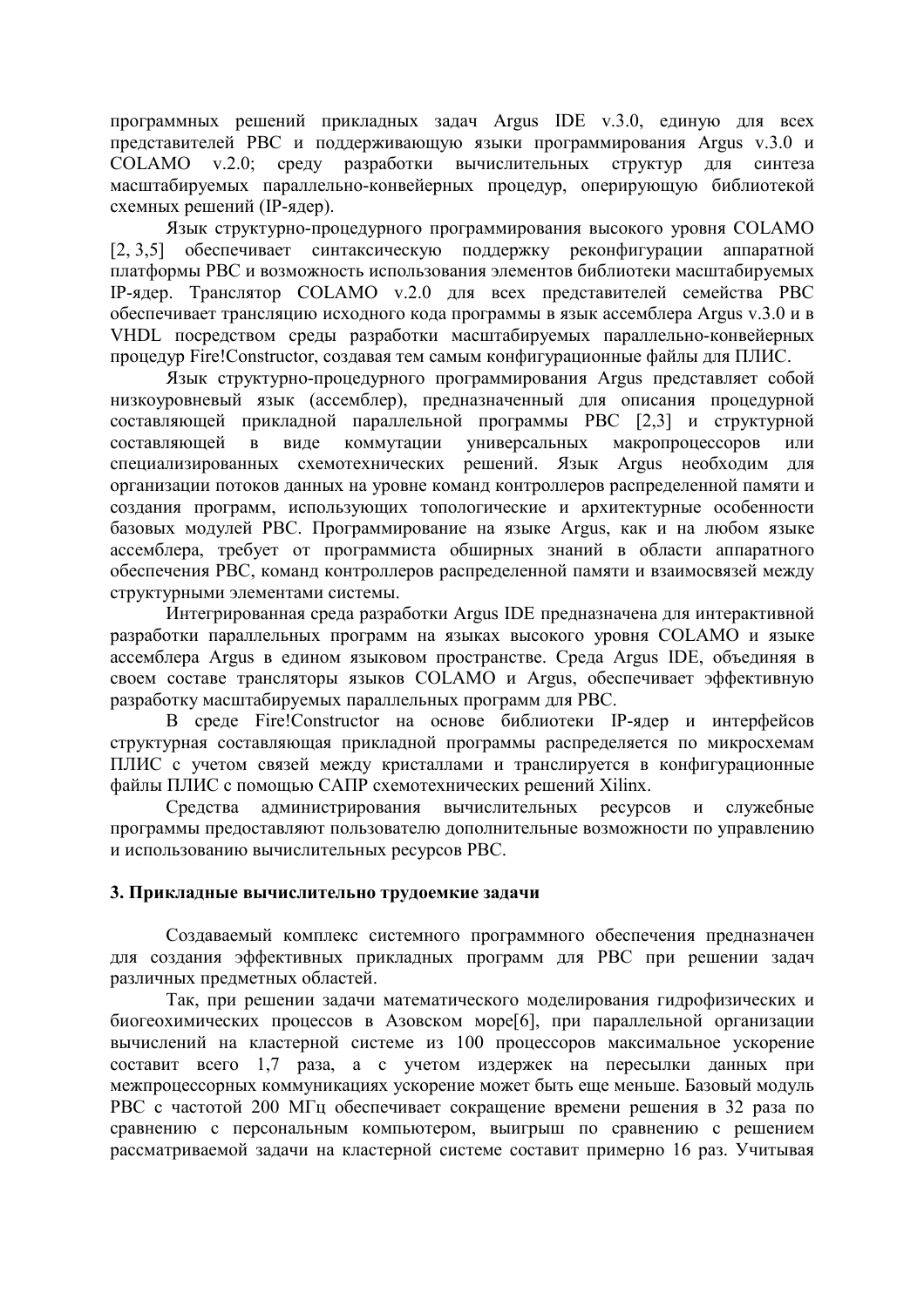программных решений прикладных задач Argus IDE v.3.0, единую для всех представителей РВС и поддерживающую языки программирования Argus v.3.0 и COLAMO v.2.0; среду разработки вычислительных структур для синтеза масштабируемых параллельно-конвейерных процедур, оперирующую библиотекой схемных решений (IP-ядер).

Язык структурно-процедурного программирования высокого уровня COLAMO [2, 3,5] обеспечивает синтаксическую поддержку реконфигурации аппаратной платформы РВС и возможность использования элементов библиотеки масштабируемых IP-ядер. Транслятор COLAMO v.2.0 для всех представителей семейства РВС обеспечивает трансляцию исходного кода программы в язык ассемблера Argus v.3.0 и в VHDL посредством среды разработки масштабируемых параллельно-конвейерных процедур Fire!Constructor, создавая тем самым конфигурационные файлы для ПЛИС.

Язык структурно-процедурного программирования Argus представляет собой низкоуровневый язык (ассемблер), предназначенный для описания процедурной составляющей прикладной параллельной программы РВС [2,3] и структурной составляющей в виде коммутации универсальных макропроцессоров или специализированных схемотехнических решений. Язык Argus необходим для организации потоков данных на уровне команд контроллеров распределенной памяти и создания программ, использующих топологические и архитектурные особенности базовых модулей РВС. Программирование на языке Argus, как и на любом языке ассемблера, требует от программиста обширных знаний в области аппаратного обеспечения РВС, команд контроллеров распределенной памяти и взаимосвязей между структурными элементами системы.

Интегрированная среда разработки Argus IDE предназначена для интерактивной разработки параллельных программ на языках высокого уровня COLAMO и языке ассемблера Argus в едином языковом пространстве. Среда Argus IDE, объединяя в своем составе трансляторы языков COLAMO и Argus, обеспечивает эффективную разработку масштабируемых параллельных программ для РВС.

В среде Fire!Constructor на основе библиотеки IP-ядер и интерфейсов структурная составляющая прикладной программы распределяется по микросхемам ПЛИС с учетом связей между кристаллами и транслируется в конфигурационные файлы ПЛИС с помощью САПР схемотехнических решений Xilinx.

Средства администрирования вычислительных ресурсов и служебные программы предоставляют пользователю дополнительные возможности по управлению и использованию вычислительных ресурсов РВС.

### 3. Прикладные вычислительно трудоемкие задачи

Создаваемый комплекс системного программного обеспечения предназначен для создания эффективных прикладных программ для РВС при решении задач различных предметных областей.

Так, при решении задачи математического моделирования гидрофизических и биогеохимических процессов в Азовском море[6], при параллельной организации вычислений на кластерной системе из 100 процессоров максимальное ускорение составит всего 1,7 раза, а с учетом издержек на пересылки данных при межпроцессорных коммуникациях ускорение может быть еще меньше. Базовый модуль РВС с частотой 200 МГц обеспечивает сокращение времени решения в 32 раза по сравнению с персональным компьютером, выигрыш по сравнению с решением рассматриваемой задачи на кластерной системе составит примерно 16 раз. Учитывая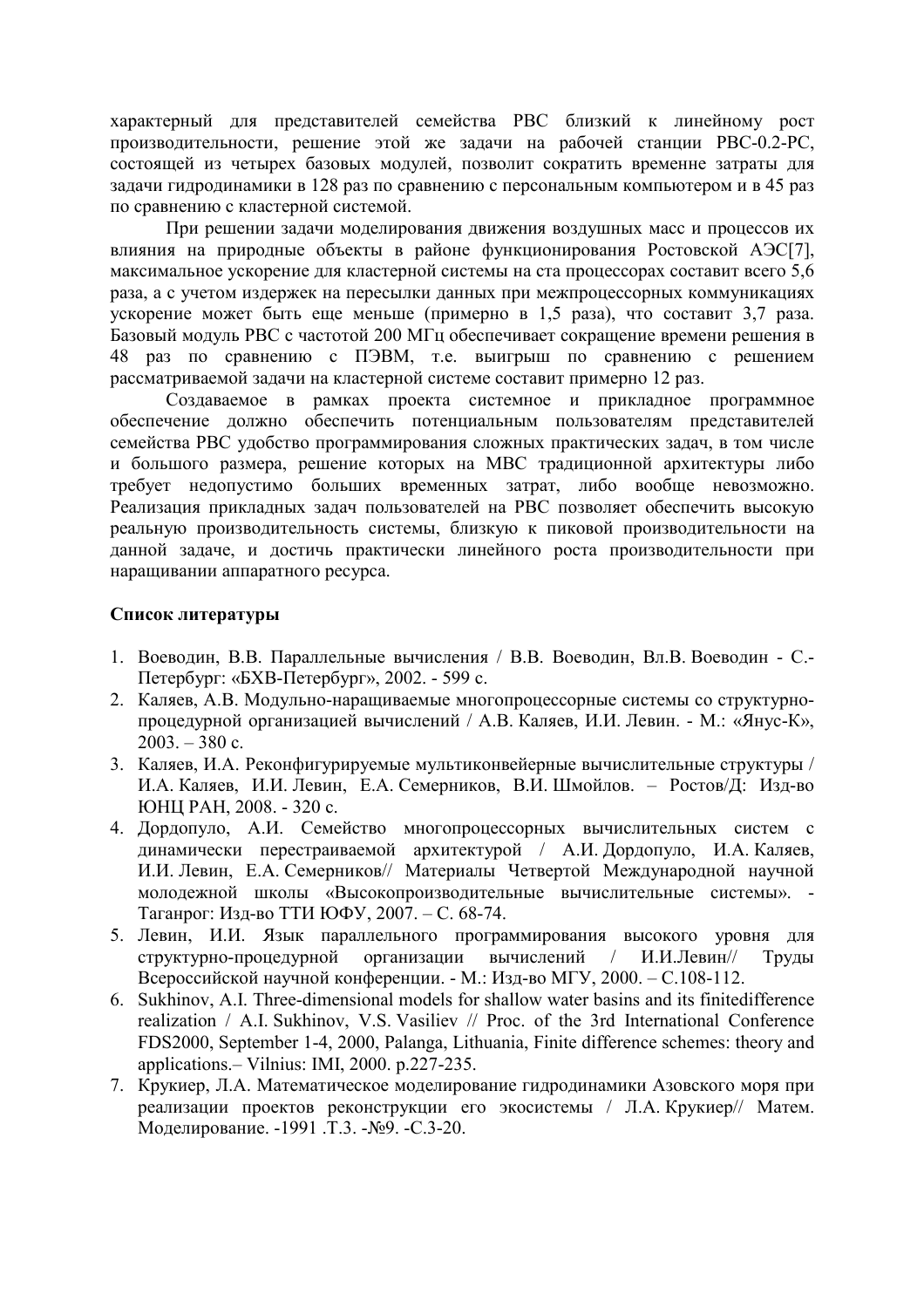характерный для представителей семейства РВС близкий к линейному рост производительности, решение этой же задачи на рабочей станции РВС-0.2-РС, состоящей из четырех базовых модулей, позволит сократить временне затраты для задачи гидродинамики в 128 раз по сравнению с персональным компьютером и в 45 раз по сравнению с кластерной системой.

При решении задачи моделирования движения воздушных масс и процессов их влияния на природные объекты в районе функционирования Ростовской АЭС[7], максимальное ускорение для кластерной системы на ста процессорах составит всего 5,6 раза, а с учетом издержек на пересылки данных при межпроцессорных коммуникациях ускорение может быть еще меньше (примерно в 1,5 раза), что составит 3,7 раза. Базовый модуль РВС с частотой 200 МГц обеспечивает сокращение времени решения в 48 раз по сравнению с ПЭВМ, т.е. выигрыш по сравнению с решением рассматриваемой задачи на кластерной системе составит примерно 12 раз.

Создаваемое в рамках проекта системное и прикладное программное обеспечение должно обеспечить потенциальным пользователям представителей семейства РВС удобство программирования сложных практических задач, в том числе и большого размера, решение которых на МВС традиционной архитектуры либо требует недопустимо больших временных затрат, либо вообще невозможно. Реализация прикладных задач пользователей на РВС позволяет обеспечить высокую реальную производительность системы, близкую к пиковой производительности на данной задаче, и достичь практически линейного роста производительности при наращивании аппаратного ресурса.

**Список литературы**

1. Воеводин, В.В. Параллельные вычисления / В.В. Воеводин, Вл.В. Воеводин - С.-Петербург: «БХВ-Петербург», 2002. - 599 с.
2. Каляев, А.В. Модульно-наращиваемые многопроцессорные системы со структурно-процедурной организацией вычислений / А.В. Каляев, И.И. Левин. - М.: «Янус-К», 2003. – 380 с.
3. Каляев, И.А. Реконфигурируемые мультиконвейерные вычислительные структуры / И.А. Каляев, И.И. Левин, Е.А. Семерников, В.И. Шмойлов. – Ростов/Д: Изд-во ЮНЦ РАН, 2008. - 320 с.
4. Дордопуло, А.И. Семейство многопроцессорных вычислительных систем с динамически перестраиваемой архитектурой / А.И. Дордопуло, И.А. Каляев, И.И. Левин, Е.А. Семерников// Материалы Четвертой Международной научной молодежной школы «Высокопроизводительные вычислительные системы». - Таганрог: Изд-во ТТИ ЮФУ, 2007. – С. 68-74.
5. Левин, И.И. Язык параллельного программирования высокого уровня для структурно-процедурной организации вычислений / И.И.Левин// Труды Всероссийской научной конференции. - М.: Изд-во МГУ, 2000. – С.108-112.
6. Sukhinov, A.I. Three-dimensional models for shallow water basins and its finitedifference realization / A.I. Sukhinov, V.S. Vasiliev // Proc. of the 3rd International Conference FDS2000, September 1-4, 2000, Palanga, Lithuania, Finite difference schemes: theory and applications.– Vilnius: IMI, 2000. p.227-235.
7. Крукиер, Л.А. Математическое моделирование гидродинамики Азовского моря при реализации проектов реконструкции его экосистемы / Л.А. Крукиер// Матем. Моделирование. -1991 .Т.3. -№9. -С.3-20.